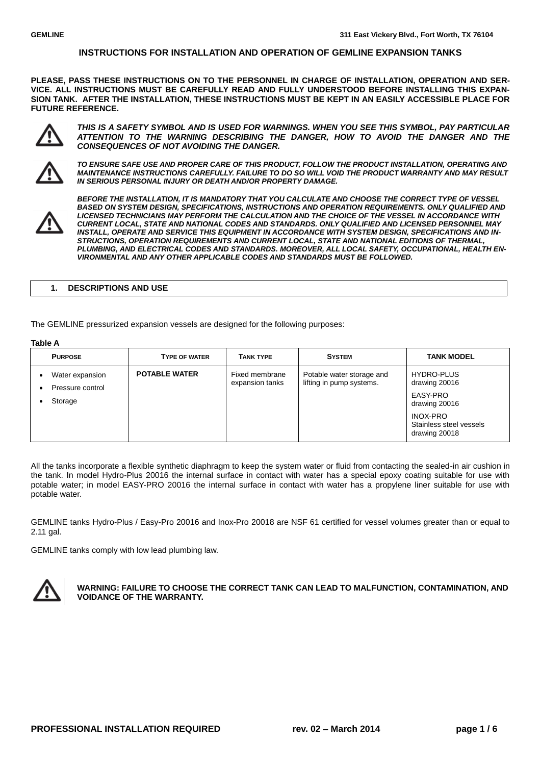# INSTRUCTIONS FOR INSTALLATION AND OPERATION OF GEMLINE EXPANSION TANKS

**PLEASE, PASS THESE INSTRUCTIONS ON TO THE PERSONNEL IN CHARGE OF INSTALLATION, OPERATION AND SERVICE. ALL INSTRUCTIONS MUST BE CAREFULLY READ AND FULLY UNDERSTOOD BEFORE INSTALLING THIS EXPANSION TANK. AFTER THE INSTALLATION, THESE INSTRUCTIONS MUST BE KEPT IN AN EASILY ACCESSIBLE PLACE FOR FUTURE REFERENCE.**

⚠ ***THIS IS A SAFETY SYMBOL AND IS USED FOR WARNINGS. WHEN YOU SEE THIS SYMBOL, PAY PARTICULAR ATTENTION TO THE WARNING DESCRIBING THE DANGER, HOW TO AVOID THE DANGER AND THE CONSEQUENCES OF NOT AVOIDING THE DANGER.***

⚠ ***TO ENSURE SAFE USE AND PROPER CARE OF THIS PRODUCT, FOLLOW THE PRODUCT INSTALLATION, OPERATING AND MAINTENANCE INSTRUCTIONS CAREFULLY. FAILURE TO DO SO WILL VOID THE PRODUCT WARRANTY AND MAY RESULT IN SERIOUS PERSONAL INJURY OR DEATH AND/OR PROPERTY DAMAGE.***

⚠ ***BEFORE THE INSTALLATION, IT IS MANDATORY THAT YOU CALCULATE AND CHOOSE THE CORRECT TYPE OF VESSEL BASED ON SYSTEM DESIGN, SPECIFICATIONS, INSTRUCTIONS AND OPERATION REQUIREMENTS. ONLY QUALIFIED AND LICENSED TECHNICIANS MAY PERFORM THE CALCULATION AND THE CHOICE OF THE VESSEL IN ACCORDANCE WITH CURRENT LOCAL, STATE AND NATIONAL CODES AND STANDARDS. ONLY QUALIFIED AND LICENSED PERSONNEL MAY INSTALL, OPERATE AND SERVICE THIS EQUIPMENT IN ACCORDANCE WITH SYSTEM DESIGN, SPECIFICATIONS AND INSTRUCTIONS, OPERATION REQUIREMENTS AND CURRENT LOCAL, STATE AND NATIONAL EDITIONS OF THERMAL, PLUMBING, AND ELECTRICAL CODES AND STANDARDS. MOREOVER, ALL LOCAL SAFETY, OCCUPATIONAL, HEALTH ENVIRONMENTAL AND ANY OTHER APPLICABLE CODES AND STANDARDS MUST BE FOLLOWED.***

## 1. DESCRIPTIONS AND USE

The GEMLINE pressurized expansion vessels are designed for the following purposes:

**Table A**

| PURPOSE | TYPE OF WATER | TANK TYPE | SYSTEM | TANK MODEL |
|---|---|---|---|---|
| • Water expansion<br>• Pressure control<br>• Storage | **POTABLE WATER** | Fixed membrane expansion tanks | Potable water storage and lifting in pump systems. | HYDRO-PLUS drawing 20016<br>EASY-PRO drawing 20016<br>INOX-PRO Stainless steel vessels drawing 20018 |

All the tanks incorporate a flexible synthetic diaphragm to keep the system water or fluid from contacting the sealed-in air cushion in the tank. In model Hydro-Plus 20016 the internal surface in contact with water has a special epoxy coating suitable for use with potable water; in model EASY-PRO 20016 the internal surface in contact with water has a propylene liner suitable for use with potable water.

GEMLINE tanks Hydro-Plus / Easy-Pro 20016 and Inox-Pro 20018 are NSF 61 certified for vessel volumes greater than or equal to 2.11 gal.

GEMLINE tanks comply with low lead plumbing law.

⚠ **WARNING: FAILURE TO CHOOSE THE CORRECT TANK CAN LEAD TO MALFUNCTION, CONTAMINATION, AND VOIDANCE OF THE WARRANTY.**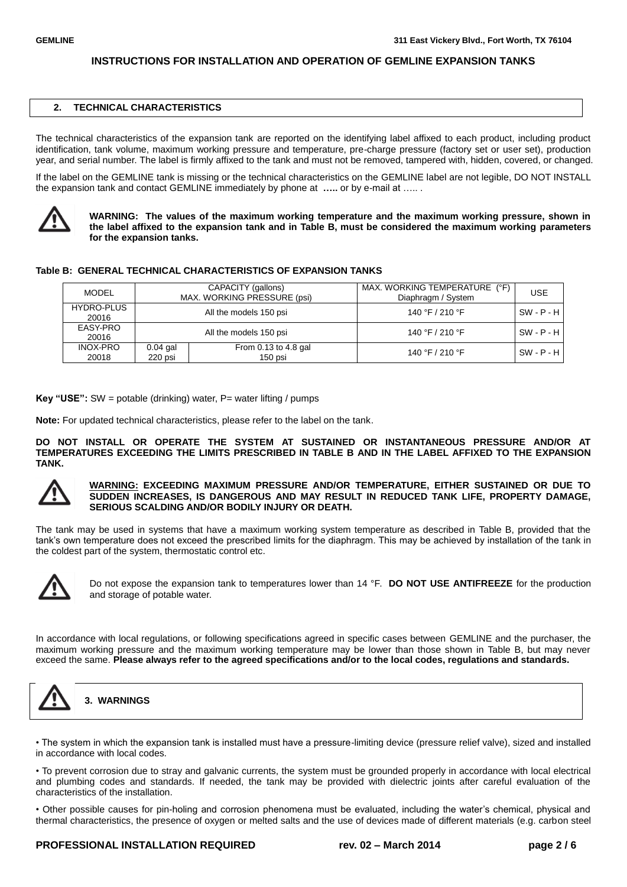## INSTRUCTIONS FOR INSTALLATION AND OPERATION OF GEMLINE EXPANSION TANKS

## 2. TECHNICAL CHARACTERISTICS

The technical characteristics of the expansion tank are reported on the identifying label affixed to each product, including product identification, tank volume, maximum working pressure and temperature, pre-charge pressure (factory set or user set), production year, and serial number. The label is firmly affixed to the tank and must not be removed, tampered with, hidden, covered, or changed.

If the label on the GEMLINE tank is missing or the technical characteristics on the GEMLINE label are not legible, DO NOT INSTALL the expansion tank and contact GEMLINE immediately by phone at **…..** or by e-mail at ….. .

**WARNING: The values of the maximum working temperature and the maximum working pressure, shown in the label affixed to the expansion tank and in Table B, must be considered the maximum working parameters for the expansion tanks.**

**Table B: GENERAL TECHNICAL CHARACTERISTICS OF EXPANSION TANKS**

| MODEL | CAPACITY (gallons) MAX. WORKING PRESSURE (psi) | | MAX. WORKING TEMPERATURE (°F) Diaphragm / System | USE |
|---|---|---|---|---|
| HYDRO-PLUS 20016 | All the models 150 psi | | 140 °F / 210 °F | SW - P - H |
| EASY-PRO 20016 | All the models 150 psi | | 140 °F / 210 °F | SW - P - H |
| INOX-PRO 20018 | 0.04 gal 220 psi | From 0.13 to 4.8 gal 150 psi | 140 °F / 210 °F | SW - P - H |

**Key "USE":** SW = potable (drinking) water, P= water lifting / pumps

**Note:** For updated technical characteristics, please refer to the label on the tank.

**DO NOT INSTALL OR OPERATE THE SYSTEM AT SUSTAINED OR INSTANTANEOUS PRESSURE AND/OR AT TEMPERATURES EXCEEDING THE LIMITS PRESCRIBED IN TABLE B AND IN THE LABEL AFFIXED TO THE EXPANSION TANK.**

**WARNING: EXCEEDING MAXIMUM PRESSURE AND/OR TEMPERATURE, EITHER SUSTAINED OR DUE TO SUDDEN INCREASES, IS DANGEROUS AND MAY RESULT IN REDUCED TANK LIFE, PROPERTY DAMAGE, SERIOUS SCALDING AND/OR BODILY INJURY OR DEATH.**

The tank may be used in systems that have a maximum working system temperature as described in Table B, provided that the tank's own temperature does not exceed the prescribed limits for the diaphragm. This may be achieved by installation of the tank in the coldest part of the system, thermostatic control etc.

Do not expose the expansion tank to temperatures lower than 14 °F. **DO NOT USE ANTIFREEZE** for the production and storage of potable water.

In accordance with local regulations, or following specifications agreed in specific cases between GEMLINE and the purchaser, the maximum working pressure and the maximum working temperature may be lower than those shown in Table B, but may never exceed the same. **Please always refer to the agreed specifications and/or to the local codes, regulations and standards.**

## 3. WARNINGS

- The system in which the expansion tank is installed must have a pressure-limiting device (pressure relief valve), sized and installed in accordance with local codes.
- To prevent corrosion due to stray and galvanic currents, the system must be grounded properly in accordance with local electrical and plumbing codes and standards. If needed, the tank may be provided with dielectric joints after careful evaluation of the characteristics of the installation.
- Other possible causes for pin-holing and corrosion phenomena must be evaluated, including the water's chemical, physical and thermal characteristics, the presence of oxygen or melted salts and the use of devices made of different materials (e.g. carbon steel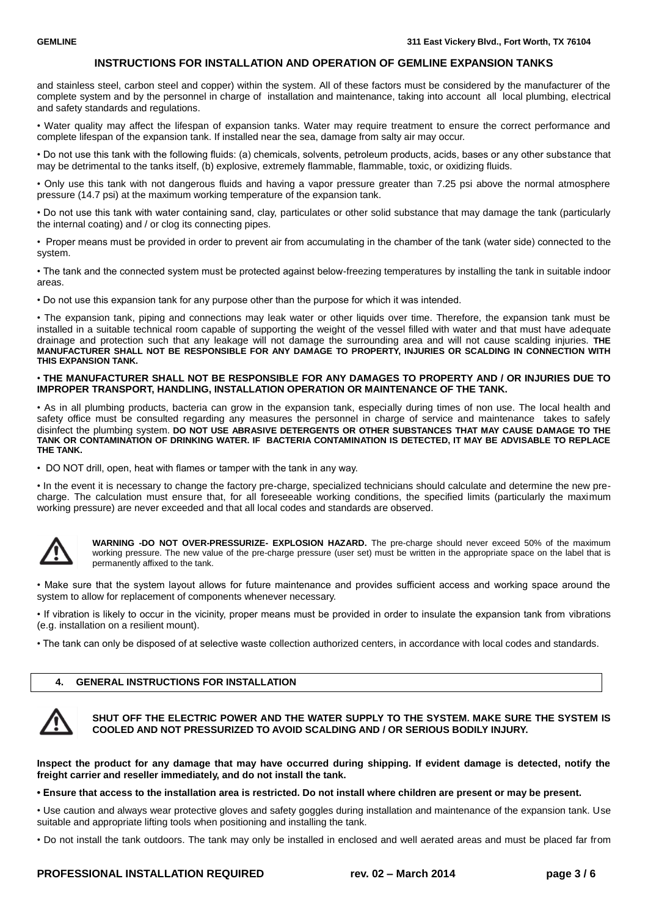and stainless steel, carbon steel and copper) within the system. All of these factors must be considered by the manufacturer of the complete system and by the personnel in charge of installation and maintenance, taking into account all local plumbing, electrical and safety standards and regulations.

• Water quality may affect the lifespan of expansion tanks. Water may require treatment to ensure the correct performance and complete lifespan of the expansion tank. If installed near the sea, damage from salty air may occur.

• Do not use this tank with the following fluids: (a) chemicals, solvents, petroleum products, acids, bases or any other substance that may be detrimental to the tanks itself, (b) explosive, extremely flammable, flammable, toxic, or oxidizing fluids.

• Only use this tank with not dangerous fluids and having a vapor pressure greater than 7.25 psi above the normal atmosphere pressure (14.7 psi) at the maximum working temperature of the expansion tank.

• Do not use this tank with water containing sand, clay, particulates or other solid substance that may damage the tank (particularly the internal coating) and / or clog its connecting pipes.

• Proper means must be provided in order to prevent air from accumulating in the chamber of the tank (water side) connected to the system.

• The tank and the connected system must be protected against below-freezing temperatures by installing the tank in suitable indoor areas.

• Do not use this expansion tank for any purpose other than the purpose for which it was intended.

• The expansion tank, piping and connections may leak water or other liquids over time. Therefore, the expansion tank must be installed in a suitable technical room capable of supporting the weight of the vessel filled with water and that must have adequate drainage and protection such that any leakage will not damage the surrounding area and will not cause scalding injuries. **THE MANUFACTURER SHALL NOT BE RESPONSIBLE FOR ANY DAMAGE TO PROPERTY, INJURIES OR SCALDING IN CONNECTION WITH THIS EXPANSION TANK.**

• **THE MANUFACTURER SHALL NOT BE RESPONSIBLE FOR ANY DAMAGES TO PROPERTY AND / OR INJURIES DUE TO IMPROPER TRANSPORT, HANDLING, INSTALLATION OPERATION OR MAINTENANCE OF THE TANK.**

• As in all plumbing products, bacteria can grow in the expansion tank, especially during times of non use. The local health and safety office must be consulted regarding any measures the personnel in charge of service and maintenance takes to safely disinfect the plumbing system. **DO NOT USE ABRASIVE DETERGENTS OR OTHER SUBSTANCES THAT MAY CAUSE DAMAGE TO THE TANK OR CONTAMINATION OF DRINKING WATER. IF BACTERIA CONTAMINATION IS DETECTED, IT MAY BE ADVISABLE TO REPLACE THE TANK.**

• DO NOT drill, open, heat with flames or tamper with the tank in any way.

• In the event it is necessary to change the factory pre-charge, specialized technicians should calculate and determine the new pre-charge. The calculation must ensure that, for all foreseeable working conditions, the specified limits (particularly the maximum working pressure) are never exceeded and that all local codes and standards are observed.

**WARNING -DO NOT OVER-PRESSURIZE- EXPLOSION HAZARD.** The pre-charge should never exceed 50% of the maximum working pressure. The new value of the pre-charge pressure (user set) must be written in the appropriate space on the label that is permanently affixed to the tank.

• Make sure that the system layout allows for future maintenance and provides sufficient access and working space around the system to allow for replacement of components whenever necessary.

• If vibration is likely to occur in the vicinity, proper means must be provided in order to insulate the expansion tank from vibrations (e.g. installation on a resilient mount).

• The tank can only be disposed of at selective waste collection authorized centers, in accordance with local codes and standards.

## 4. GENERAL INSTRUCTIONS FOR INSTALLATION

**SHUT OFF THE ELECTRIC POWER AND THE WATER SUPPLY TO THE SYSTEM. MAKE SURE THE SYSTEM IS COOLED AND NOT PRESSURIZED TO AVOID SCALDING AND / OR SERIOUS BODILY INJURY.**

**Inspect the product for any damage that may have occurred during shipping. If evident damage is detected, notify the freight carrier and reseller immediately, and do not install the tank.**

**• Ensure that access to the installation area is restricted. Do not install where children are present or may be present.**

• Use caution and always wear protective gloves and safety goggles during installation and maintenance of the expansion tank. Use suitable and appropriate lifting tools when positioning and installing the tank.

• Do not install the tank outdoors. The tank may only be installed in enclosed and well aerated areas and must be placed far from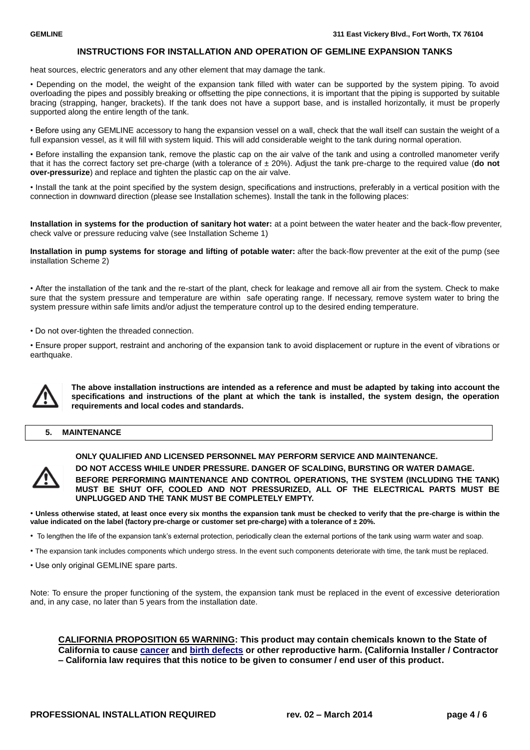heat sources, electric generators and any other element that may damage the tank.

• Depending on the model, the weight of the expansion tank filled with water can be supported by the system piping. To avoid overloading the pipes and possibly breaking or offsetting the pipe connections, it is important that the piping is supported by suitable bracing (strapping, hanger, brackets). If the tank does not have a support base, and is installed horizontally, it must be properly supported along the entire length of the tank.

• Before using any GEMLINE accessory to hang the expansion vessel on a wall, check that the wall itself can sustain the weight of a full expansion vessel, as it will fill with system liquid. This will add considerable weight to the tank during normal operation.

• Before installing the expansion tank, remove the plastic cap on the air valve of the tank and using a controlled manometer verify that it has the correct factory set pre-charge (with a tolerance of ± 20%). Adjust the tank pre-charge to the required value (**do not over-pressurize**) and replace and tighten the plastic cap on the air valve.

• Install the tank at the point specified by the system design, specifications and instructions, preferably in a vertical position with the connection in downward direction (please see Installation schemes). Install the tank in the following places:

**Installation in systems for the production of sanitary hot water:** at a point between the water heater and the back-flow preventer, check valve or pressure reducing valve (see Installation Scheme 1)

**Installation in pump systems for storage and lifting of potable water:** after the back-flow preventer at the exit of the pump (see installation Scheme 2)

• After the installation of the tank and the re-start of the plant, check for leakage and remove all air from the system. Check to make sure that the system pressure and temperature are within safe operating range. If necessary, remove system water to bring the system pressure within safe limits and/or adjust the temperature control up to the desired ending temperature.

• Do not over-tighten the threaded connection.

• Ensure proper support, restraint and anchoring of the expansion tank to avoid displacement or rupture in the event of vibrations or earthquake.

⚠ **The above installation instructions are intended as a reference and must be adapted by taking into account the specifications and instructions of the plant at which the tank is installed, the system design, the operation requirements and local codes and standards.**

## 5. MAINTENANCE

⚠ **ONLY QUALIFIED AND LICENSED PERSONNEL MAY PERFORM SERVICE AND MAINTENANCE.**

**DO NOT ACCESS WHILE UNDER PRESSURE. DANGER OF SCALDING, BURSTING OR WATER DAMAGE.**

**BEFORE PERFORMING MAINTENANCE AND CONTROL OPERATIONS, THE SYSTEM (INCLUDING THE TANK) MUST BE SHUT OFF, COOLED AND NOT PRESSURIZED, ALL OF THE ELECTRICAL PARTS MUST BE UNPLUGGED AND THE TANK MUST BE COMPLETELY EMPTY.**

• **Unless otherwise stated, at least once every six months the expansion tank must be checked to verify that the pre-charge is within the value indicated on the label (factory pre-charge or customer set pre-charge) with a tolerance of ± 20%.**

• To lengthen the life of the expansion tank's external protection, periodically clean the external portions of the tank using warm water and soap.

• The expansion tank includes components which undergo stress. In the event such components deteriorate with time, the tank must be replaced.

• Use only original GEMLINE spare parts.

Note: To ensure the proper functioning of the system, the expansion tank must be replaced in the event of excessive deterioration and, in any case, no later than 5 years from the installation date.

**CALIFORNIA PROPOSITION 65 WARNING: This product may contain chemicals known to the State of California to cause cancer and birth defects or other reproductive harm. (California Installer / Contractor – California law requires that this notice to be given to consumer / end user of this product.**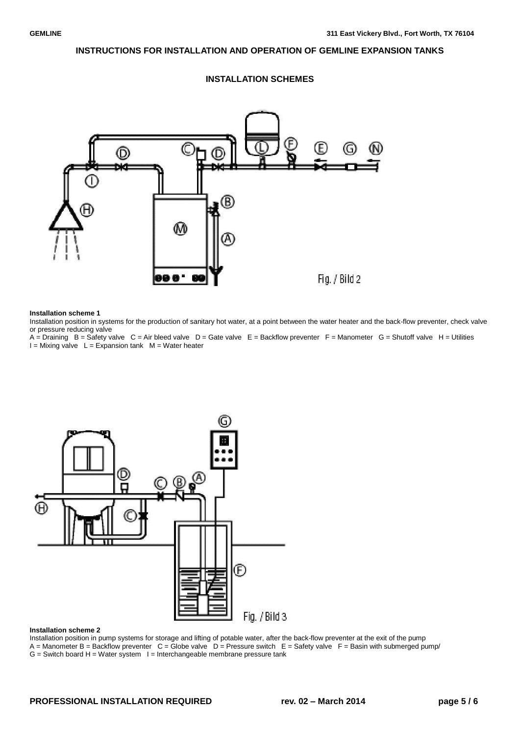## INSTRUCTIONS FOR INSTALLATION AND OPERATION OF GEMLINE EXPANSION TANKS

### INSTALLATION SCHEMES

Fig. / Bild 2

**Installation scheme 1**

Installation position in systems for the production of sanitary hot water, at a point between the water heater and the back-flow preventer, check valve or pressure reducing valve

A = Draining B = Safety valve C = Air bleed valve D = Gate valve E = Backflow preventer F = Manometer G = Shutoff valve H = Utilities I = Mixing valve L = Expansion tank M = Water heater

Fig. / Bild 3

**Installation scheme 2**

Installation position in pump systems for storage and lifting of potable water, after the back-flow preventer at the exit of the pump

A = Manometer B = Backflow preventer C = Globe valve D = Pressure switch E = Safety valve F = Basin with submerged pump/ G = Switch board H = Water system I = Interchangeable membrane pressure tank

**PROFESSIONAL INSTALLATION REQUIRED** **rev. 02 – March 2014**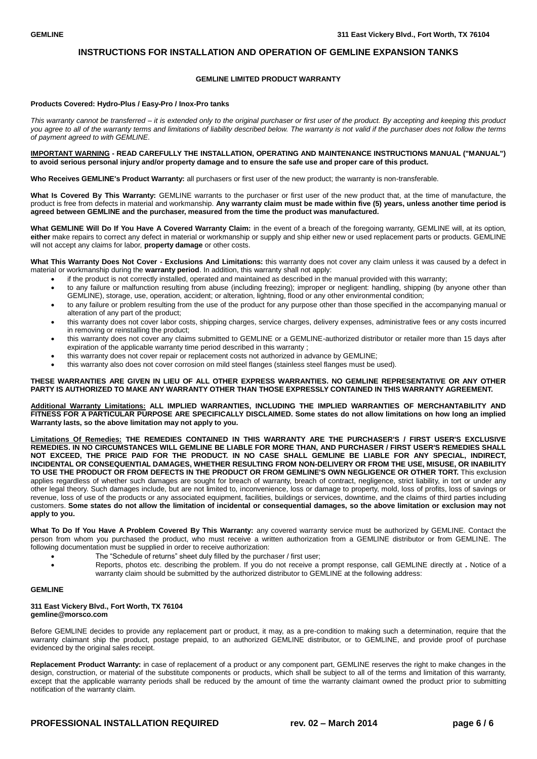# INSTRUCTIONS FOR INSTALLATION AND OPERATION OF GEMLINE EXPANSION TANKS

## GEMLINE LIMITED PRODUCT WARRANTY

**Products Covered: Hydro-Plus / Easy-Pro / Inox-Pro tanks**

*This warranty cannot be transferred – it is extended only to the original purchaser or first user of the product. By accepting and keeping this product you agree to all of the warranty terms and limitations of liability described below. The warranty is not valid if the purchaser does not follow the terms of payment agreed to with GEMLINE.*

**IMPORTANT WARNING - READ CAREFULLY THE INSTALLATION, OPERATING AND MAINTENANCE INSTRUCTIONS MANUAL ("MANUAL") to avoid serious personal injury and/or property damage and to ensure the safe use and proper care of this product.**

**Who Receives GEMLINE's Product Warranty:** all purchasers or first user of the new product; the warranty is non-transferable.

**What Is Covered By This Warranty:** GEMLINE warrants to the purchaser or first user of the new product that, at the time of manufacture, the product is free from defects in material and workmanship. **Any warranty claim must be made within five (5) years, unless another time period is agreed between GEMLINE and the purchaser, measured from the time the product was manufactured.**

**What GEMLINE Will Do If You Have A Covered Warranty Claim:** in the event of a breach of the foregoing warranty, GEMLINE will, at its option, **either** make repairs to correct any defect in material or workmanship or supply and ship either new or used replacement parts or products. GEMLINE will not accept any claims for labor, **property damage** or other costs.

**What This Warranty Does Not Cover - Exclusions And Limitations:** this warranty does not cover any claim unless it was caused by a defect in material or workmanship during the **warranty period**. In addition, this warranty shall not apply:

- if the product is not correctly installed, operated and maintained as described in the manual provided with this warranty;
- to any failure or malfunction resulting from abuse (including freezing); improper or negligent: handling, shipping (by anyone other than GEMLINE), storage, use, operation, accident; or alteration, lightning, flood or any other environmental condition;
- to any failure or problem resulting from the use of the product for any purpose other than those specified in the accompanying manual or alteration of any part of the product;
- this warranty does not cover labor costs, shipping charges, service charges, delivery expenses, administrative fees or any costs incurred in removing or reinstalling the product;
- this warranty does not cover any claims submitted to GEMLINE or a GEMLINE-authorized distributor or retailer more than 15 days after expiration of the applicable warranty time period described in this warranty ;
- this warranty does not cover repair or replacement costs not authorized in advance by GEMLINE;
- this warranty also does not cover corrosion on mild steel flanges (stainless steel flanges must be used).

**THESE WARRANTIES ARE GIVEN IN LIEU OF ALL OTHER EXPRESS WARRANTIES. NO GEMLINE REPRESENTATIVE OR ANY OTHER PARTY IS AUTHORIZED TO MAKE ANY WARRANTY OTHER THAN THOSE EXPRESSLY CONTAINED IN THIS WARRANTY AGREEMENT.**

**Additional Warranty Limitations: ALL IMPLIED WARRANTIES, INCLUDING THE IMPLIED WARRANTIES OF MERCHANTABILITY AND FITNESS FOR A PARTICULAR PURPOSE ARE SPECIFICALLY DISCLAIMED. Some states do not allow limitations on how long an implied Warranty lasts, so the above limitation may not apply to you.**

**Limitations Of Remedies: THE REMEDIES CONTAINED IN THIS WARRANTY ARE THE PURCHASER'S / FIRST USER'S EXCLUSIVE REMEDIES. IN NO CIRCUMSTANCES WILL GEMLINE BE LIABLE FOR MORE THAN, AND PURCHASER / FIRST USER'S REMEDIES SHALL NOT EXCEED, THE PRICE PAID FOR THE PRODUCT. IN NO CASE SHALL GEMLINE BE LIABLE FOR ANY SPECIAL, INDIRECT, INCIDENTAL OR CONSEQUENTIAL DAMAGES, WHETHER RESULTING FROM NON-DELIVERY OR FROM THE USE, MISUSE, OR INABILITY TO USE THE PRODUCT OR FROM DEFECTS IN THE PRODUCT OR FROM GEMLINE'S OWN NEGLIGENCE OR OTHER TORT.** This exclusion applies regardless of whether such damages are sought for breach of warranty, breach of contract, negligence, strict liability, in tort or under any other legal theory. Such damages include, but are not limited to, inconvenience, loss or damage to property, mold, loss of profits, loss of savings or revenue, loss of use of the products or any associated equipment, facilities, buildings or services, downtime, and the claims of third parties including customers. **Some states do not allow the limitation of incidental or consequential damages, so the above limitation or exclusion may not apply to you.**

**What To Do If You Have A Problem Covered By This Warranty:** any covered warranty service must be authorized by GEMLINE. Contact the person from whom you purchased the product, who must receive a written authorization from a GEMLINE distributor or from GEMLINE. The following documentation must be supplied in order to receive authorization:

- The "Schedule of returns" sheet duly filled by the purchaser / first user;
- Reports, photos etc. describing the problem. If you do not receive a prompt response, call GEMLINE directly at **.** Notice of a warranty claim should be submitted by the authorized distributor to GEMLINE at the following address:

**GEMLINE**

**311 East Vickery Blvd., Fort Worth, TX 76104**
**gemline@morsco.com**

Before GEMLINE decides to provide any replacement part or product, it may, as a pre-condition to making such a determination, require that the warranty claimant ship the product, postage prepaid, to an authorized GEMLINE distributor, or to GEMLINE, and provide proof of purchase evidenced by the original sales receipt.

**Replacement Product Warranty:** in case of replacement of a product or any component part, GEMLINE reserves the right to make changes in the design, construction, or material of the substitute components or products, which shall be subject to all of the terms and limitation of this warranty, except that the applicable warranty periods shall be reduced by the amount of time the warranty claimant owned the product prior to submitting notification of the warranty claim.